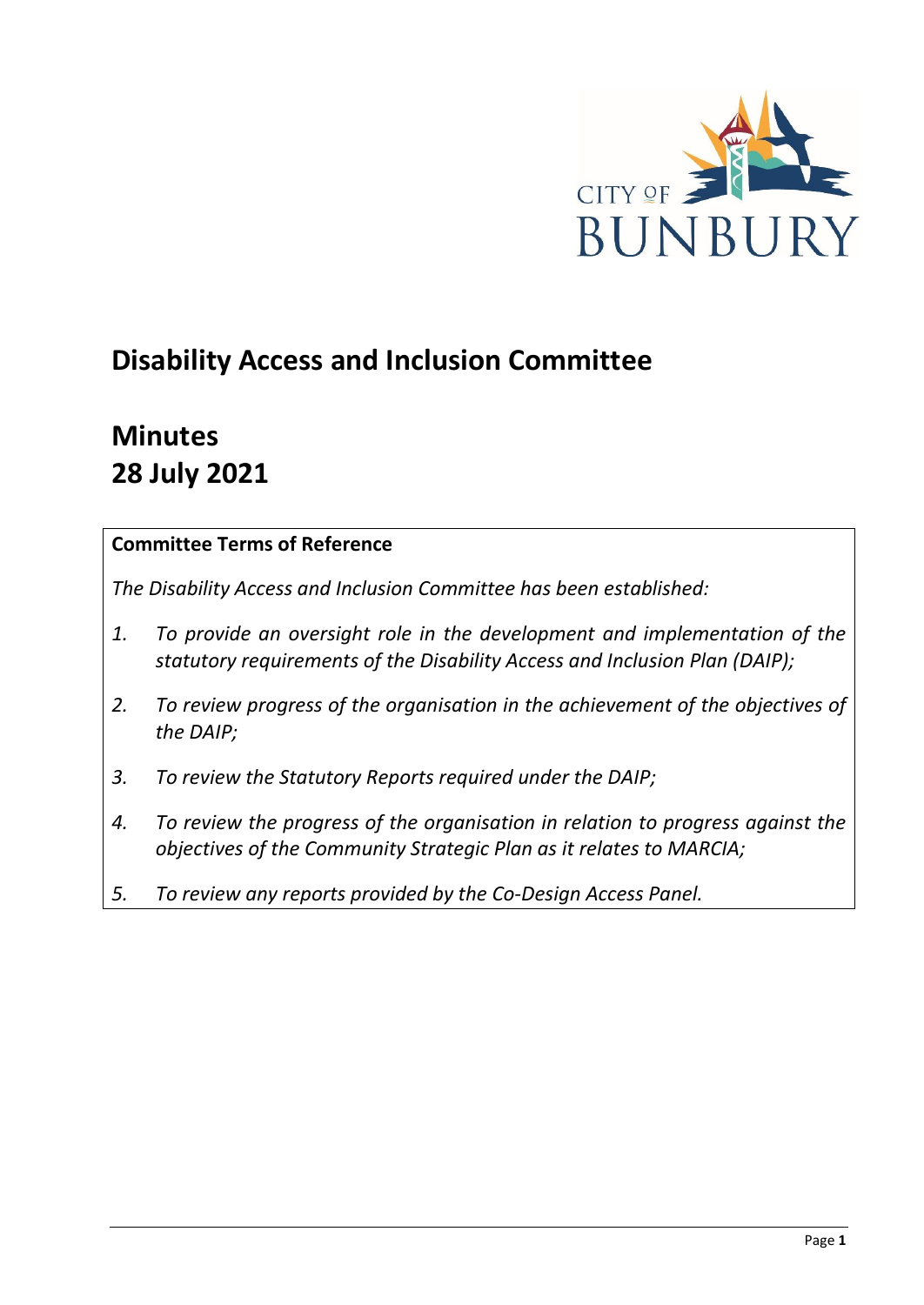# Disability Access and Inclusion Committee

# Minutes
# 28 July 2021

**Committee Terms of Reference**

*The Disability Access and Inclusion Committee has been established:*

1. *To provide an oversight role in the development and implementation of the statutory requirements of the Disability Access and Inclusion Plan (DAIP);*
2. *To review progress of the organisation in the achievement of the objectives of the DAIP;*
3. *To review the Statutory Reports required under the DAIP;*
4. *To review the progress of the organisation in relation to progress against the objectives of the Community Strategic Plan as it relates to MARCIA;*
5. *To review any reports provided by the Co-Design Access Panel.*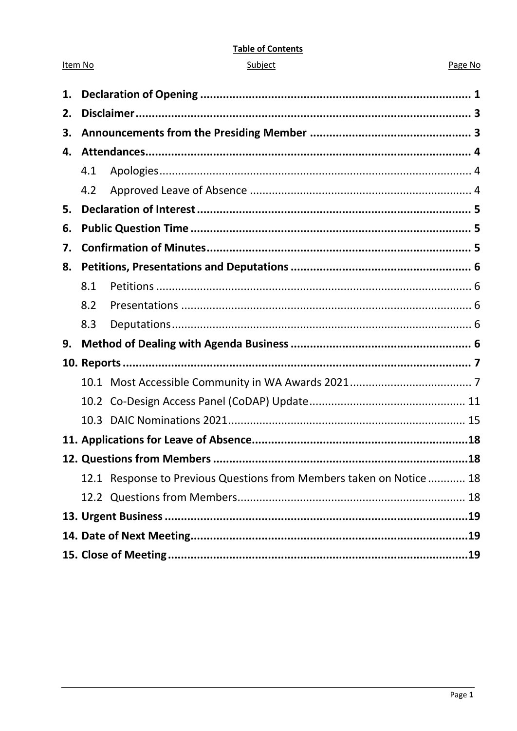**Table of Contents**

| Item No | Subject | Page No |
|---|---|---|
| **1.** | **Declaration of Opening** | **1** |
| **2.** | **Disclaimer** | **3** |
| **3.** | **Announcements from the Presiding Member** | **3** |
| **4.** | **Attendances** | **4** |
| 4.1 | Apologies | 4 |
| 4.2 | Approved Leave of Absence | 4 |
| **5.** | **Declaration of Interest** | **5** |
| **6.** | **Public Question Time** | **5** |
| **7.** | **Confirmation of Minutes** | **5** |
| **8.** | **Petitions, Presentations and Deputations** | **6** |
| 8.1 | Petitions | 6 |
| 8.2 | Presentations | 6 |
| 8.3 | Deputations | 6 |
| **9.** | **Method of Dealing with Agenda Business** | **6** |
| **10.** | **Reports** | **7** |
| 10.1 | Most Accessible Community in WA Awards 2021 | 7 |
| 10.2 | Co-Design Access Panel (CoDAP) Update | 11 |
| 10.3 | DAIC Nominations 2021 | 15 |
| **11.** | **Applications for Leave of Absence** | **18** |
| **12.** | **Questions from Members** | **18** |
| 12.1 | Response to Previous Questions from Members taken on Notice | 18 |
| 12.2 | Questions from Members | 18 |
| **13.** | **Urgent Business** | **19** |
| **14.** | **Date of Next Meeting** | **19** |
| **15.** | **Close of Meeting** | **19** |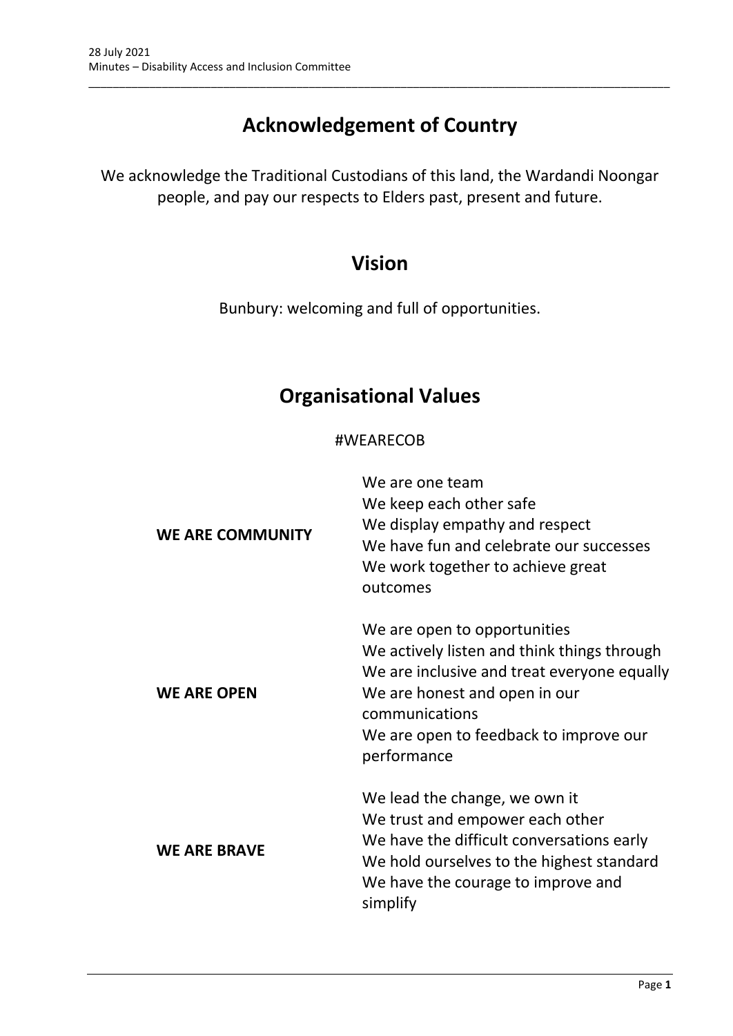# Acknowledgement of Country

We acknowledge the Traditional Custodians of this land, the Wardandi Noongar people, and pay our respects to Elders past, present and future.

# Vision

Bunbury: welcoming and full of opportunities.

# Organisational Values

#WEARECOB

| | |
|---|---|
| **WE ARE COMMUNITY** | We are one team<br>We keep each other safe<br>We display empathy and respect<br>We have fun and celebrate our successes<br>We work together to achieve great outcomes |
| **WE ARE OPEN** | We are open to opportunities<br>We actively listen and think things through<br>We are inclusive and treat everyone equally<br>We are honest and open in our communications<br>We are open to feedback to improve our performance |
| **WE ARE BRAVE** | We lead the change, we own it<br>We trust and empower each other<br>We have the difficult conversations early<br>We hold ourselves to the highest standard<br>We have the courage to improve and simplify |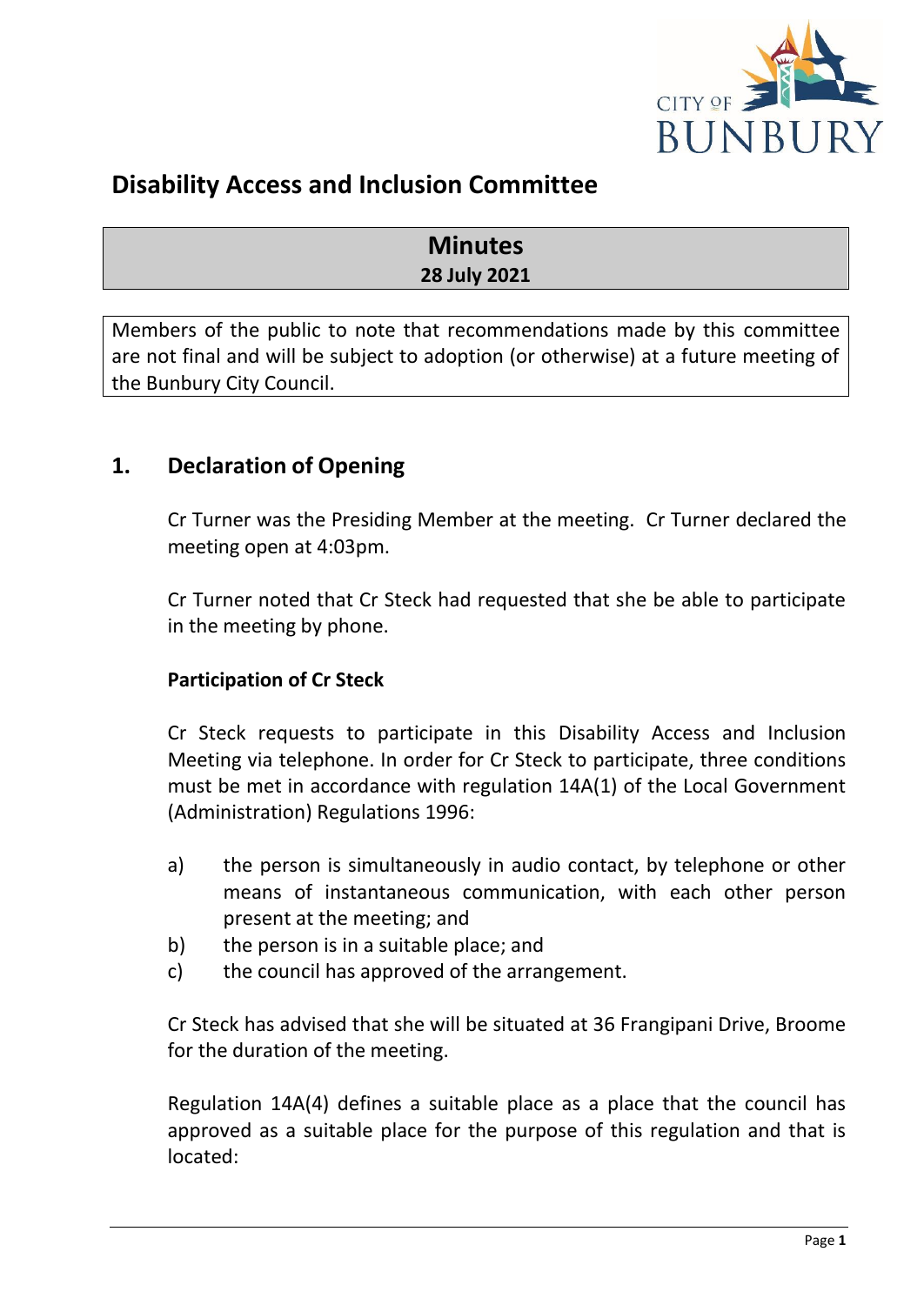# Disability Access and Inclusion Committee

## Minutes
**28 July 2021**

Members of the public to note that recommendations made by this committee are not final and will be subject to adoption (or otherwise) at a future meeting of the Bunbury City Council.

## 1. Declaration of Opening

Cr Turner was the Presiding Member at the meeting. Cr Turner declared the meeting open at 4:03pm.

Cr Turner noted that Cr Steck had requested that she be able to participate in the meeting by phone.

**Participation of Cr Steck**

Cr Steck requests to participate in this Disability Access and Inclusion Meeting via telephone. In order for Cr Steck to participate, three conditions must be met in accordance with regulation 14A(1) of the Local Government (Administration) Regulations 1996:

a) the person is simultaneously in audio contact, by telephone or other means of instantaneous communication, with each other person present at the meeting; and
b) the person is in a suitable place; and
c) the council has approved of the arrangement.

Cr Steck has advised that she will be situated at 36 Frangipani Drive, Broome for the duration of the meeting.

Regulation 14A(4) defines a suitable place as a place that the council has approved as a suitable place for the purpose of this regulation and that is located: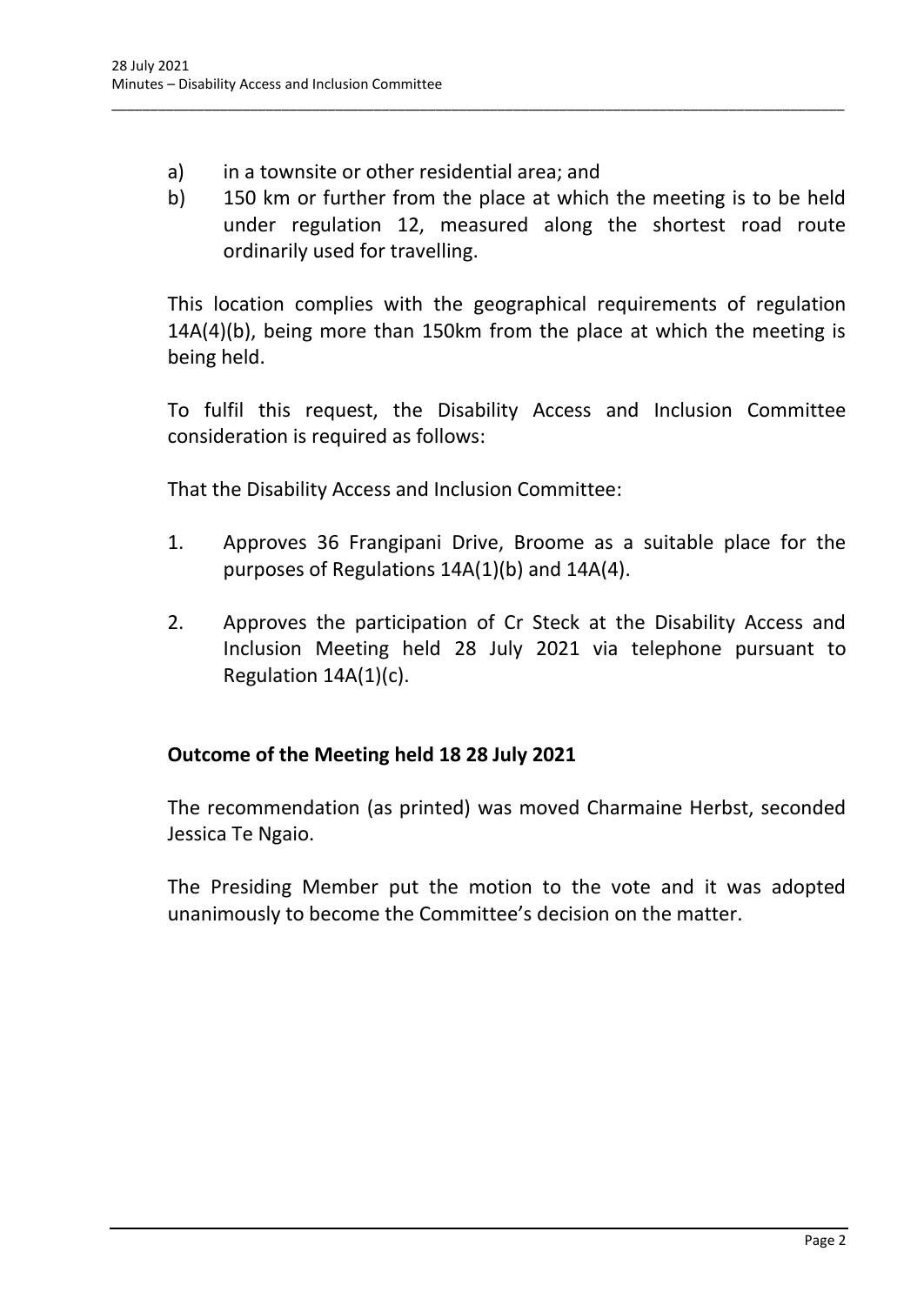a) in a townsite or other residential area; and
b) 150 km or further from the place at which the meeting is to be held under regulation 12, measured along the shortest road route ordinarily used for travelling.

This location complies with the geographical requirements of regulation 14A(4)(b), being more than 150km from the place at which the meeting is being held.

To fulfil this request, the Disability Access and Inclusion Committee consideration is required as follows:

That the Disability Access and Inclusion Committee:

1. Approves 36 Frangipani Drive, Broome as a suitable place for the purposes of Regulations 14A(1)(b) and 14A(4).

2. Approves the participation of Cr Steck at the Disability Access and Inclusion Meeting held 28 July 2021 via telephone pursuant to Regulation 14A(1)(c).

**Outcome of the Meeting held 18 28 July 2021**

The recommendation (as printed) was moved Charmaine Herbst, seconded Jessica Te Ngaio.

The Presiding Member put the motion to the vote and it was adopted unanimously to become the Committee's decision on the matter.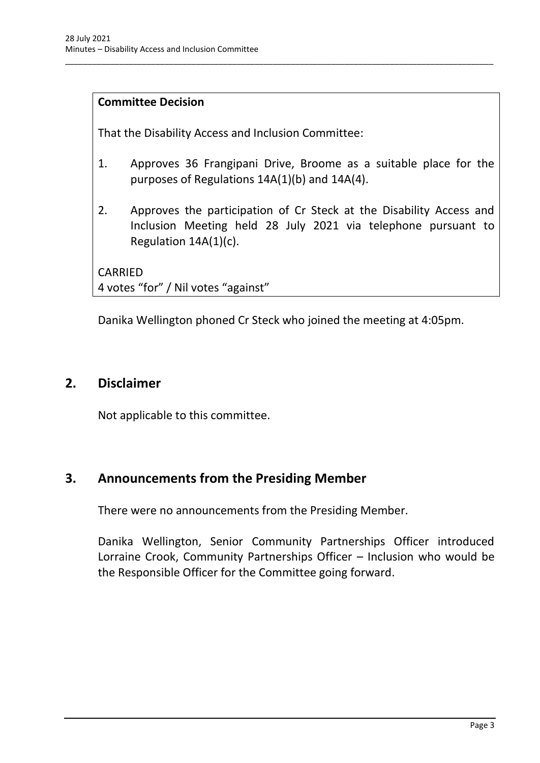**Committee Decision**

That the Disability Access and Inclusion Committee:

1. Approves 36 Frangipani Drive, Broome as a suitable place for the purposes of Regulations 14A(1)(b) and 14A(4).

2. Approves the participation of Cr Steck at the Disability Access and Inclusion Meeting held 28 July 2021 via telephone pursuant to Regulation 14A(1)(c).

CARRIED
4 votes "for" / Nil votes "against"

Danika Wellington phoned Cr Steck who joined the meeting at 4:05pm.

## 2. Disclaimer

Not applicable to this committee.

## 3. Announcements from the Presiding Member

There were no announcements from the Presiding Member.

Danika Wellington, Senior Community Partnerships Officer introduced Lorraine Crook, Community Partnerships Officer – Inclusion who would be the Responsible Officer for the Committee going forward.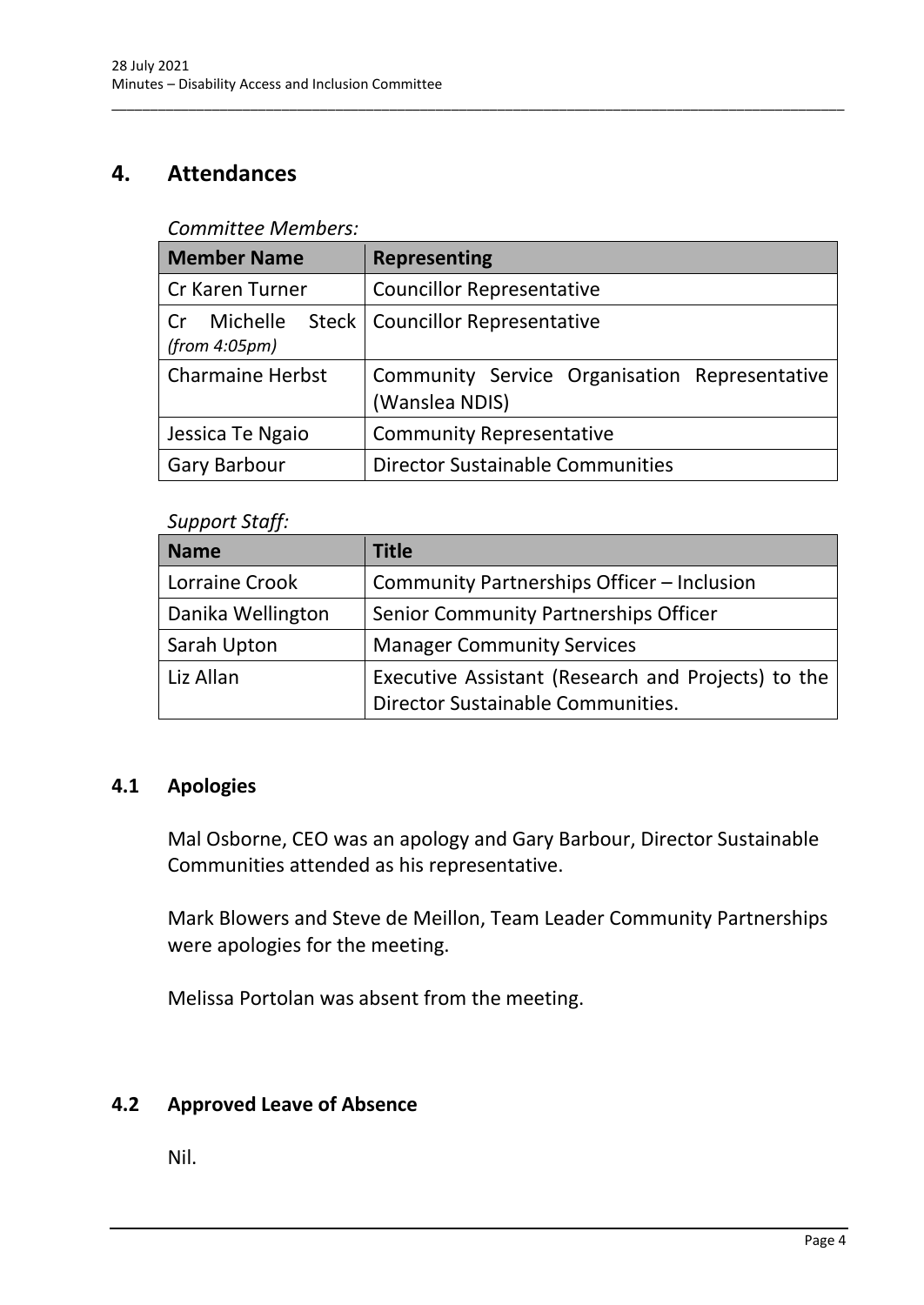## 4. Attendances

*Committee Members:*

| Member Name | Representing |
|---|---|
| Cr Karen Turner | Councillor Representative |
| Cr Michelle Steck *(from 4:05pm)* | Councillor Representative |
| Charmaine Herbst | Community Service Organisation Representative (Wanslea NDIS) |
| Jessica Te Ngaio | Community Representative |
| Gary Barbour | Director Sustainable Communities |

*Support Staff:*

| Name | Title |
|---|---|
| Lorraine Crook | Community Partnerships Officer – Inclusion |
| Danika Wellington | Senior Community Partnerships Officer |
| Sarah Upton | Manager Community Services |
| Liz Allan | Executive Assistant (Research and Projects) to the Director Sustainable Communities. |

### 4.1 Apologies

Mal Osborne, CEO was an apology and Gary Barbour, Director Sustainable Communities attended as his representative.

Mark Blowers and Steve de Meillon, Team Leader Community Partnerships were apologies for the meeting.

Melissa Portolan was absent from the meeting.

### 4.2 Approved Leave of Absence

Nil.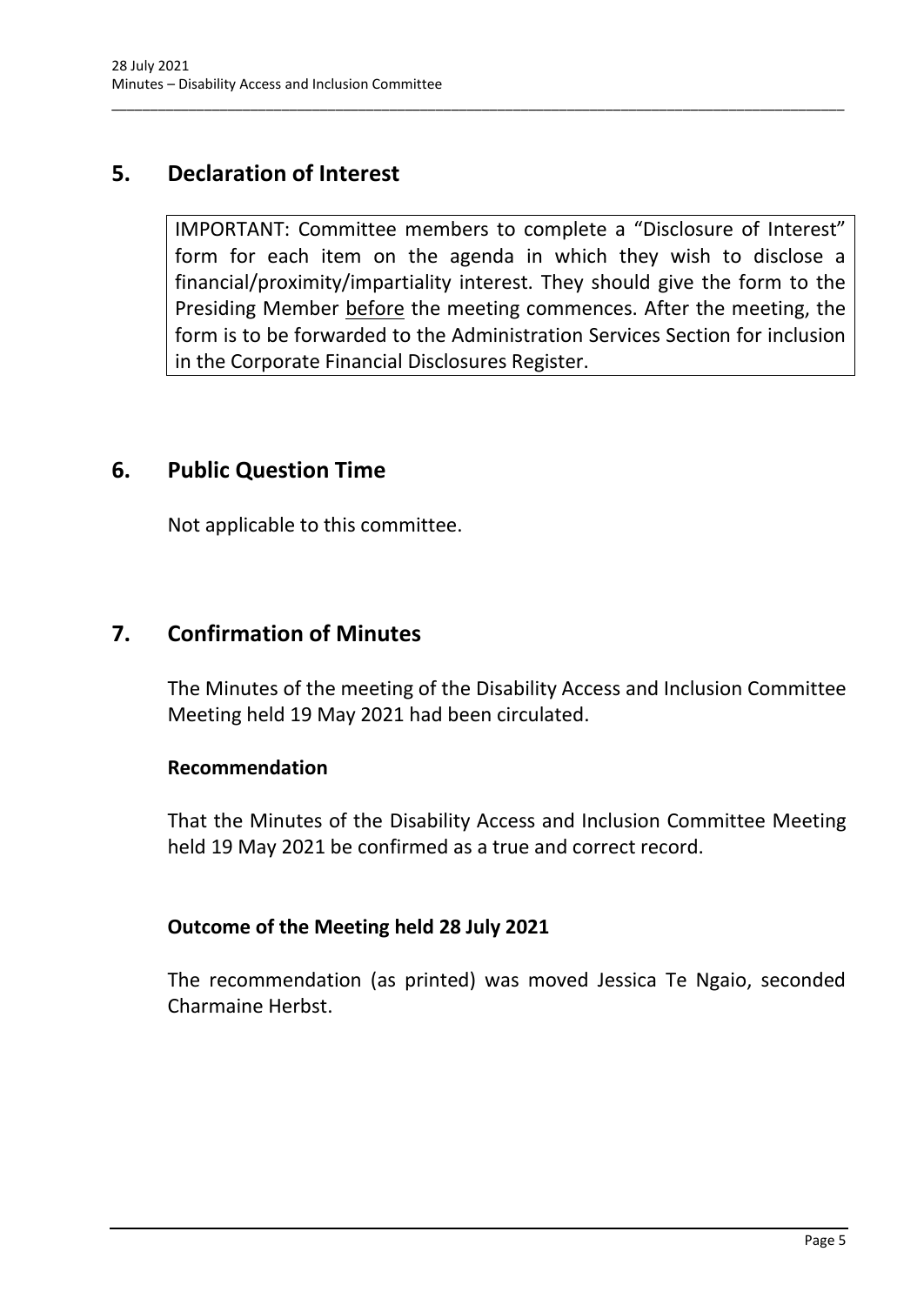## 5. Declaration of Interest

IMPORTANT: Committee members to complete a "Disclosure of Interest" form for each item on the agenda in which they wish to disclose a financial/proximity/impartiality interest. They should give the form to the Presiding Member <u>before</u> the meeting commences. After the meeting, the form is to be forwarded to the Administration Services Section for inclusion in the Corporate Financial Disclosures Register.

## 6. Public Question Time

Not applicable to this committee.

## 7. Confirmation of Minutes

The Minutes of the meeting of the Disability Access and Inclusion Committee Meeting held 19 May 2021 had been circulated.

**Recommendation**

That the Minutes of the Disability Access and Inclusion Committee Meeting held 19 May 2021 be confirmed as a true and correct record.

**Outcome of the Meeting held 28 July 2021**

The recommendation (as printed) was moved Jessica Te Ngaio, seconded Charmaine Herbst.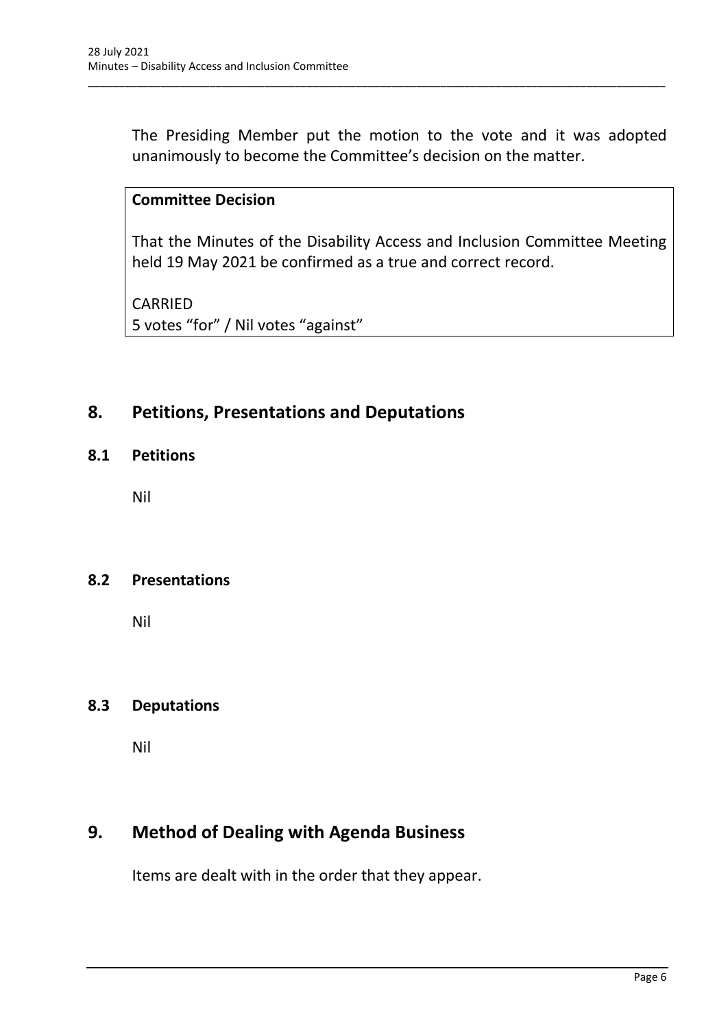The Presiding Member put the motion to the vote and it was adopted unanimously to become the Committee's decision on the matter.

**Committee Decision**

That the Minutes of the Disability Access and Inclusion Committee Meeting held 19 May 2021 be confirmed as a true and correct record.

CARRIED
5 votes "for" / Nil votes "against"

# 8. Petitions, Presentations and Deputations

## 8.1 Petitions

Nil

## 8.2 Presentations

Nil

## 8.3 Deputations

Nil

# 9. Method of Dealing with Agenda Business

Items are dealt with in the order that they appear.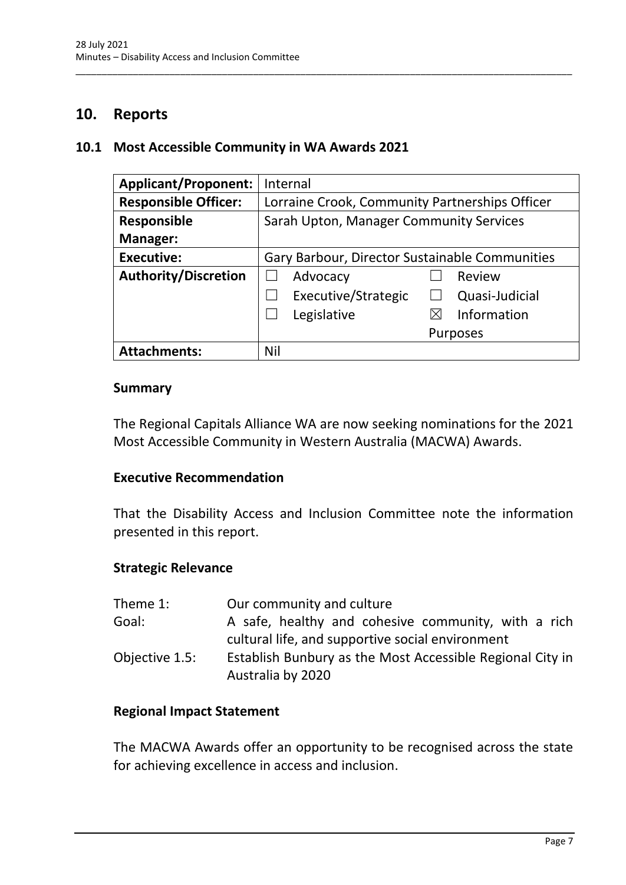# 10. Reports

## 10.1 Most Accessible Community in WA Awards 2021

| **Applicant/Proponent:** | Internal |
|---|---|
| **Responsible Officer:** | Lorraine Crook, Community Partnerships Officer |
| **Responsible Manager:** | Sarah Upton, Manager Community Services |
| **Executive:** | Gary Barbour, Director Sustainable Communities |
| **Authority/Discretion** | ☐ Advocacy ☐ Review<br>☐ Executive/Strategic ☐ Quasi-Judicial<br>☐ Legislative ☒ Information Purposes |
| **Attachments:** | Nil |

### Summary

The Regional Capitals Alliance WA are now seeking nominations for the 2021 Most Accessible Community in Western Australia (MACWA) Awards.

### Executive Recommendation

That the Disability Access and Inclusion Committee note the information presented in this report.

### Strategic Relevance

| | |
|---|---|
| Theme 1: | Our community and culture |
| Goal: | A safe, healthy and cohesive community, with a rich cultural life, and supportive social environment |
| Objective 1.5: | Establish Bunbury as the Most Accessible Regional City in Australia by 2020 |

### Regional Impact Statement

The MACWA Awards offer an opportunity to be recognised across the state for achieving excellence in access and inclusion.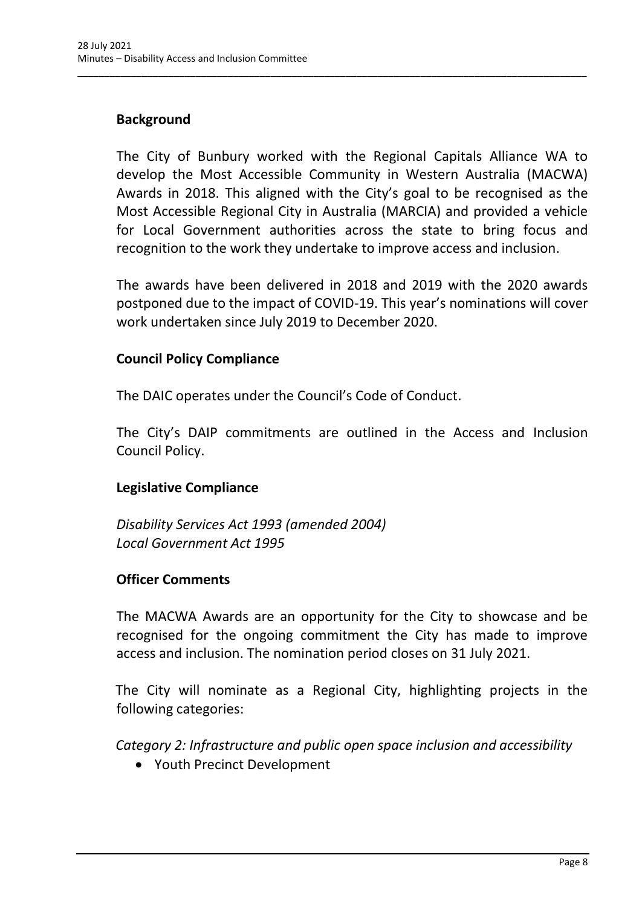## Background

The City of Bunbury worked with the Regional Capitals Alliance WA to develop the Most Accessible Community in Western Australia (MACWA) Awards in 2018. This aligned with the City's goal to be recognised as the Most Accessible Regional City in Australia (MARCIA) and provided a vehicle for Local Government authorities across the state to bring focus and recognition to the work they undertake to improve access and inclusion.

The awards have been delivered in 2018 and 2019 with the 2020 awards postponed due to the impact of COVID-19. This year's nominations will cover work undertaken since July 2019 to December 2020.

## Council Policy Compliance

The DAIC operates under the Council's Code of Conduct.

The City's DAIP commitments are outlined in the Access and Inclusion Council Policy.

## Legislative Compliance

*Disability Services Act 1993 (amended 2004)*
*Local Government Act 1995*

## Officer Comments

The MACWA Awards are an opportunity for the City to showcase and be recognised for the ongoing commitment the City has made to improve access and inclusion. The nomination period closes on 31 July 2021.

The City will nominate as a Regional City, highlighting projects in the following categories:

*Category 2: Infrastructure and public open space inclusion and accessibility*

- Youth Precinct Development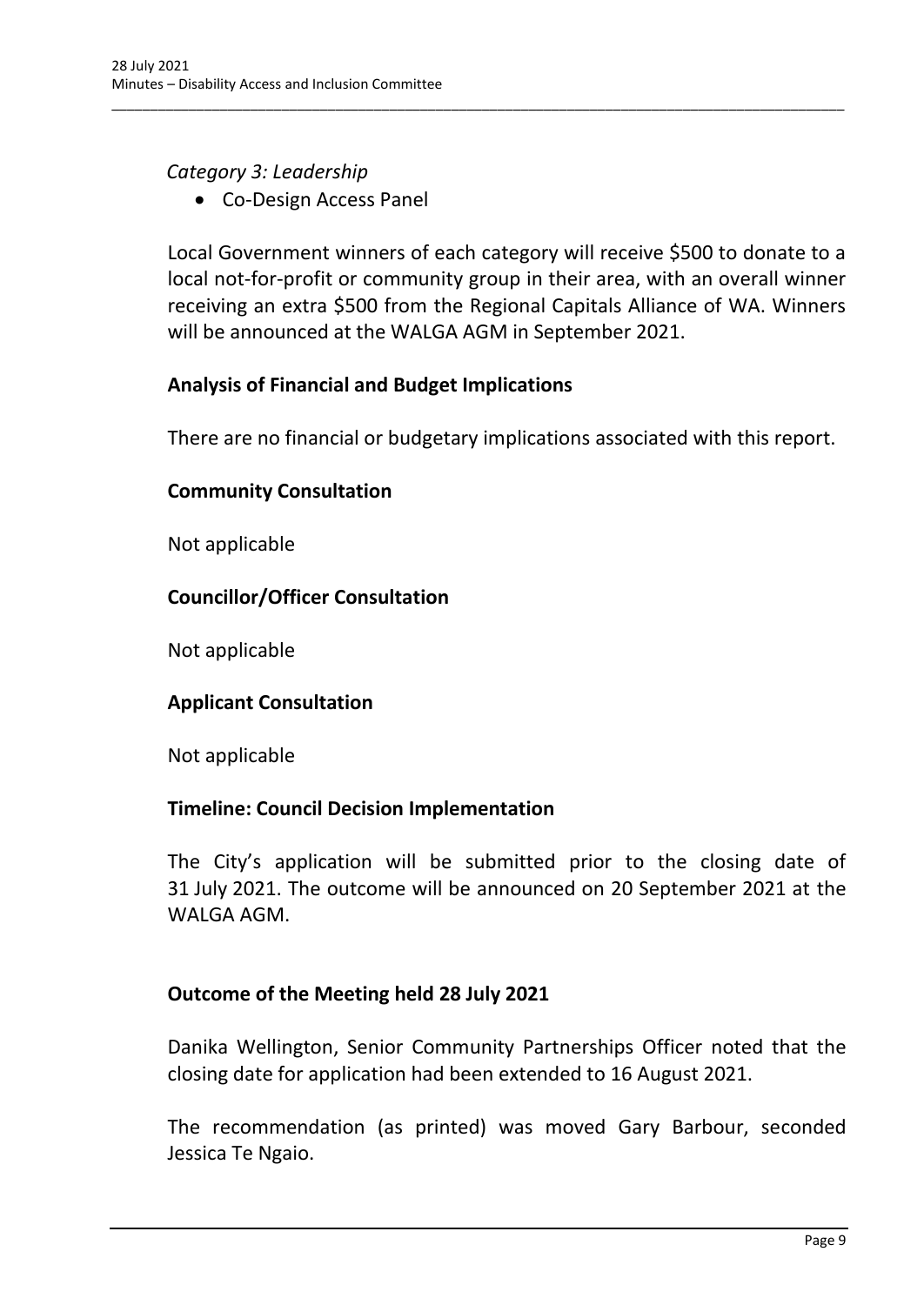*Category 3: Leadership*

- Co-Design Access Panel

Local Government winners of each category will receive $500 to donate to a local not-for-profit or community group in their area, with an overall winner receiving an extra $500 from the Regional Capitals Alliance of WA. Winners will be announced at the WALGA AGM in September 2021.

**Analysis of Financial and Budget Implications**

There are no financial or budgetary implications associated with this report.

**Community Consultation**

Not applicable

**Councillor/Officer Consultation**

Not applicable

**Applicant Consultation**

Not applicable

**Timeline: Council Decision Implementation**

The City's application will be submitted prior to the closing date of 31 July 2021. The outcome will be announced on 20 September 2021 at the WALGA AGM.

**Outcome of the Meeting held 28 July 2021**

Danika Wellington, Senior Community Partnerships Officer noted that the closing date for application had been extended to 16 August 2021.

The recommendation (as printed) was moved Gary Barbour, seconded Jessica Te Ngaio.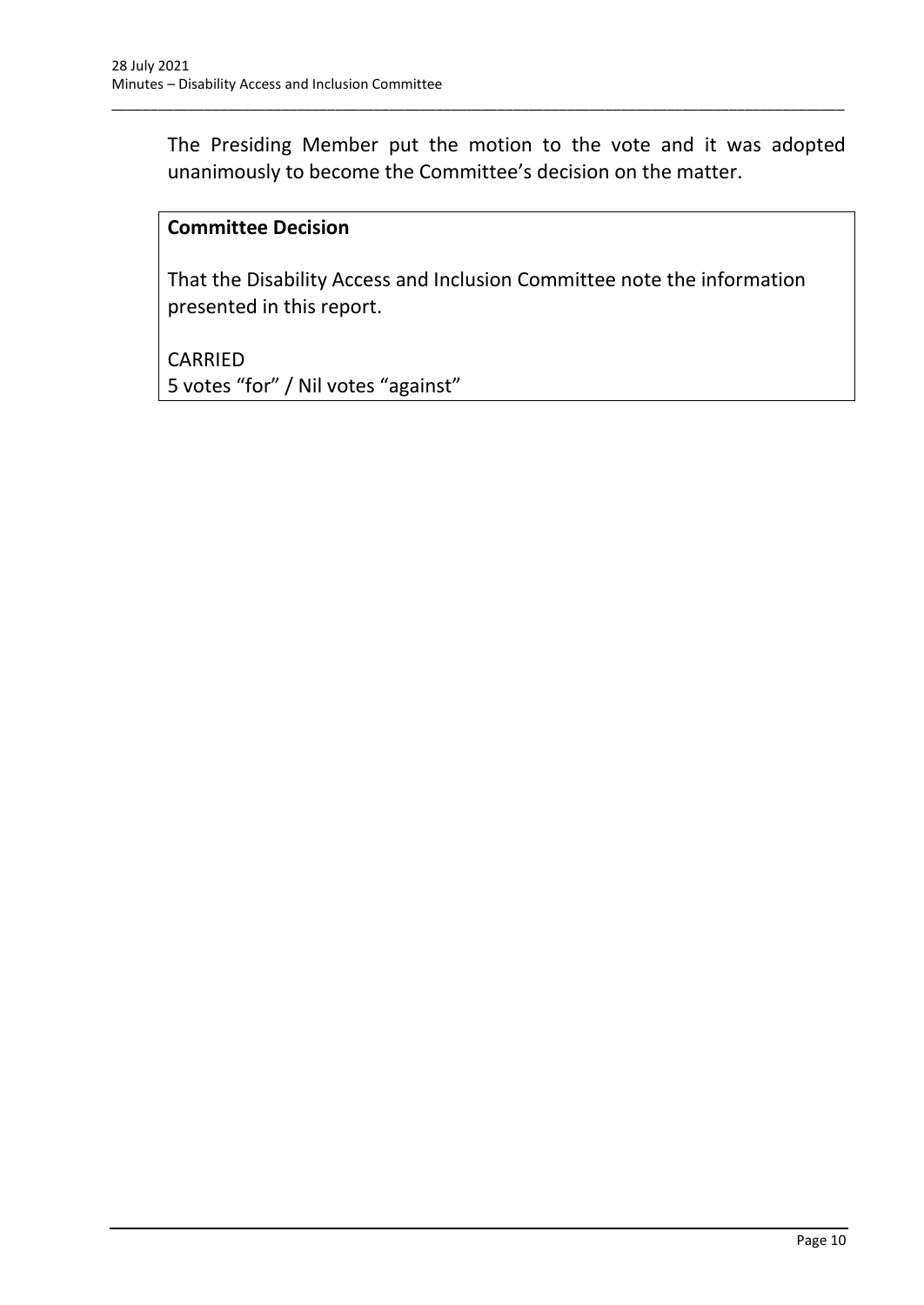The Presiding Member put the motion to the vote and it was adopted unanimously to become the Committee's decision on the matter.

**Committee Decision**

That the Disability Access and Inclusion Committee note the information presented in this report.

CARRIED
5 votes "for" / Nil votes "against"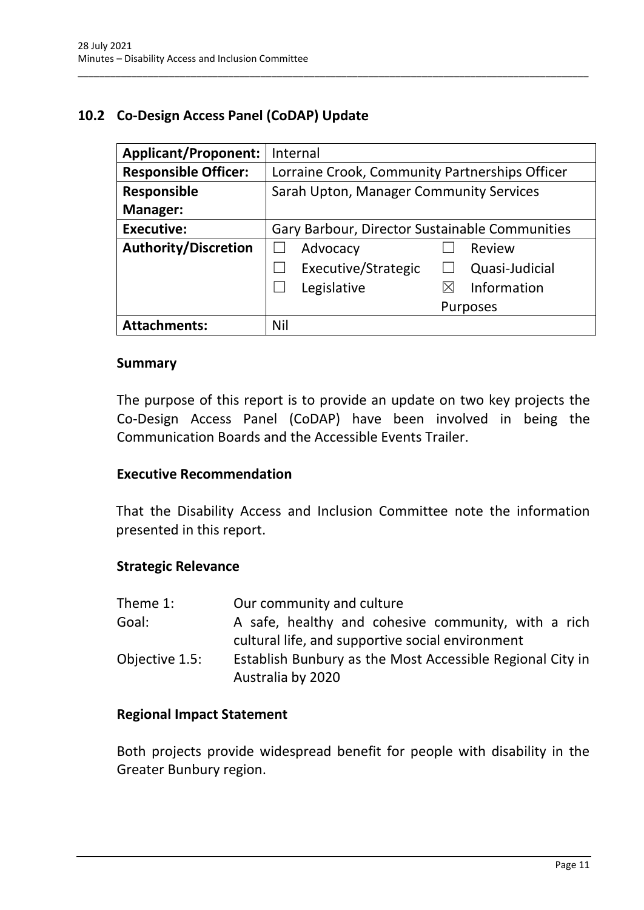## 10.2 Co-Design Access Panel (CoDAP) Update

| **Applicant/Proponent:** | Internal |
|---|---|
| **Responsible Officer:** | Lorraine Crook, Community Partnerships Officer |
| **Responsible Manager:** | Sarah Upton, Manager Community Services |
| **Executive:** | Gary Barbour, Director Sustainable Communities |
| **Authority/Discretion** | ☐ Advocacy ☐ Review<br>☐ Executive/Strategic ☐ Quasi-Judicial<br>☐ Legislative ☒ Information Purposes |
| **Attachments:** | Nil |

### Summary

The purpose of this report is to provide an update on two key projects the Co-Design Access Panel (CoDAP) have been involved in being the Communication Boards and the Accessible Events Trailer.

### Executive Recommendation

That the Disability Access and Inclusion Committee note the information presented in this report.

### Strategic Relevance

| | |
|---|---|
| Theme 1: | Our community and culture |
| Goal: | A safe, healthy and cohesive community, with a rich cultural life, and supportive social environment |
| Objective 1.5: | Establish Bunbury as the Most Accessible Regional City in Australia by 2020 |

### Regional Impact Statement

Both projects provide widespread benefit for people with disability in the Greater Bunbury region.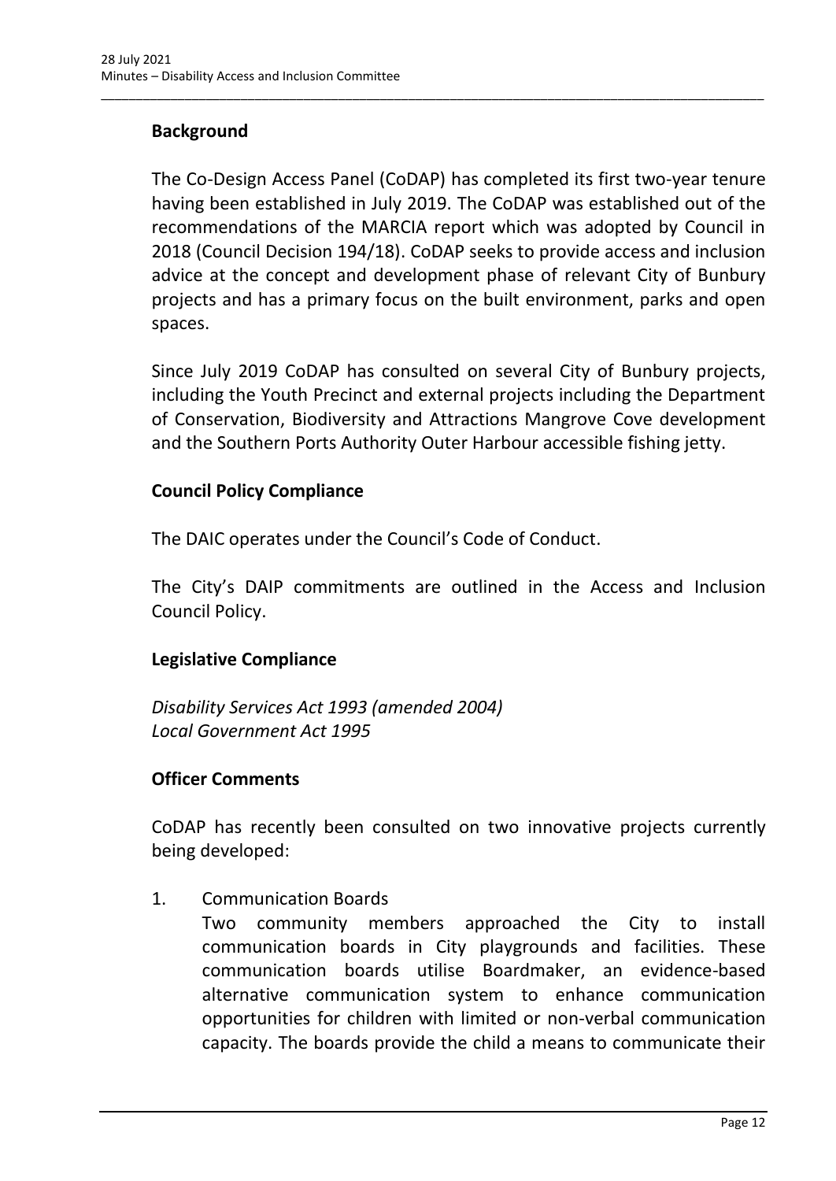## Background

The Co-Design Access Panel (CoDAP) has completed its first two-year tenure having been established in July 2019. The CoDAP was established out of the recommendations of the MARCIA report which was adopted by Council in 2018 (Council Decision 194/18). CoDAP seeks to provide access and inclusion advice at the concept and development phase of relevant City of Bunbury projects and has a primary focus on the built environment, parks and open spaces.

Since July 2019 CoDAP has consulted on several City of Bunbury projects, including the Youth Precinct and external projects including the Department of Conservation, Biodiversity and Attractions Mangrove Cove development and the Southern Ports Authority Outer Harbour accessible fishing jetty.

## Council Policy Compliance

The DAIC operates under the Council's Code of Conduct.

The City's DAIP commitments are outlined in the Access and Inclusion Council Policy.

## Legislative Compliance

*Disability Services Act 1993 (amended 2004)*
*Local Government Act 1995*

## Officer Comments

CoDAP has recently been consulted on two innovative projects currently being developed:

1. Communication Boards
   Two community members approached the City to install communication boards in City playgrounds and facilities. These communication boards utilise Boardmaker, an evidence-based alternative communication system to enhance communication opportunities for children with limited or non-verbal communication capacity. The boards provide the child a means to communicate their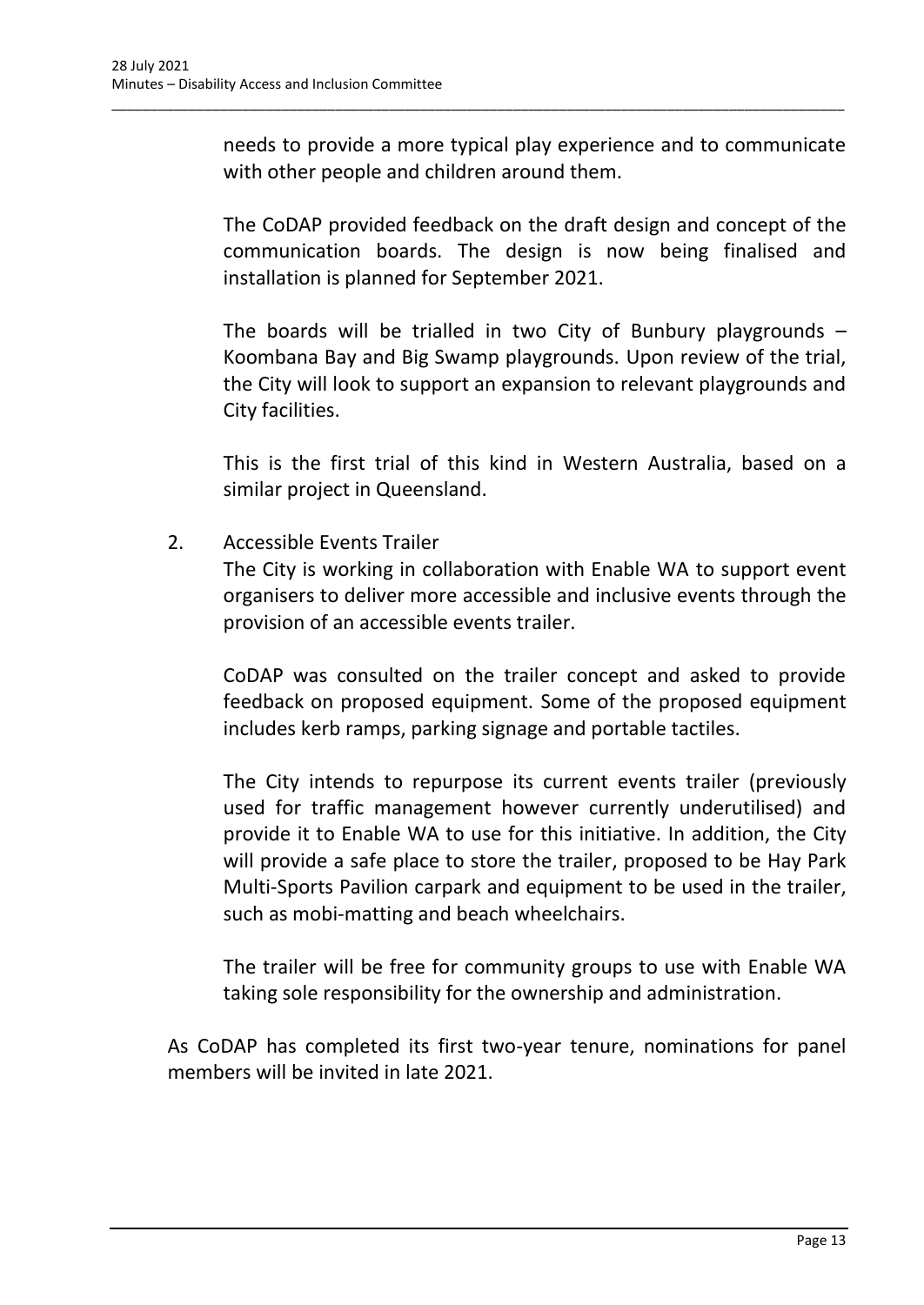needs to provide a more typical play experience and to communicate with other people and children around them.

The CoDAP provided feedback on the draft design and concept of the communication boards. The design is now being finalised and installation is planned for September 2021.

The boards will be trialled in two City of Bunbury playgrounds – Koombana Bay and Big Swamp playgrounds. Upon review of the trial, the City will look to support an expansion to relevant playgrounds and City facilities.

This is the first trial of this kind in Western Australia, based on a similar project in Queensland.

2. Accessible Events Trailer

   The City is working in collaboration with Enable WA to support event organisers to deliver more accessible and inclusive events through the provision of an accessible events trailer.

   CoDAP was consulted on the trailer concept and asked to provide feedback on proposed equipment. Some of the proposed equipment includes kerb ramps, parking signage and portable tactiles.

   The City intends to repurpose its current events trailer (previously used for traffic management however currently underutilised) and provide it to Enable WA to use for this initiative. In addition, the City will provide a safe place to store the trailer, proposed to be Hay Park Multi-Sports Pavilion carpark and equipment to be used in the trailer, such as mobi-matting and beach wheelchairs.

   The trailer will be free for community groups to use with Enable WA taking sole responsibility for the ownership and administration.

As CoDAP has completed its first two-year tenure, nominations for panel members will be invited in late 2021.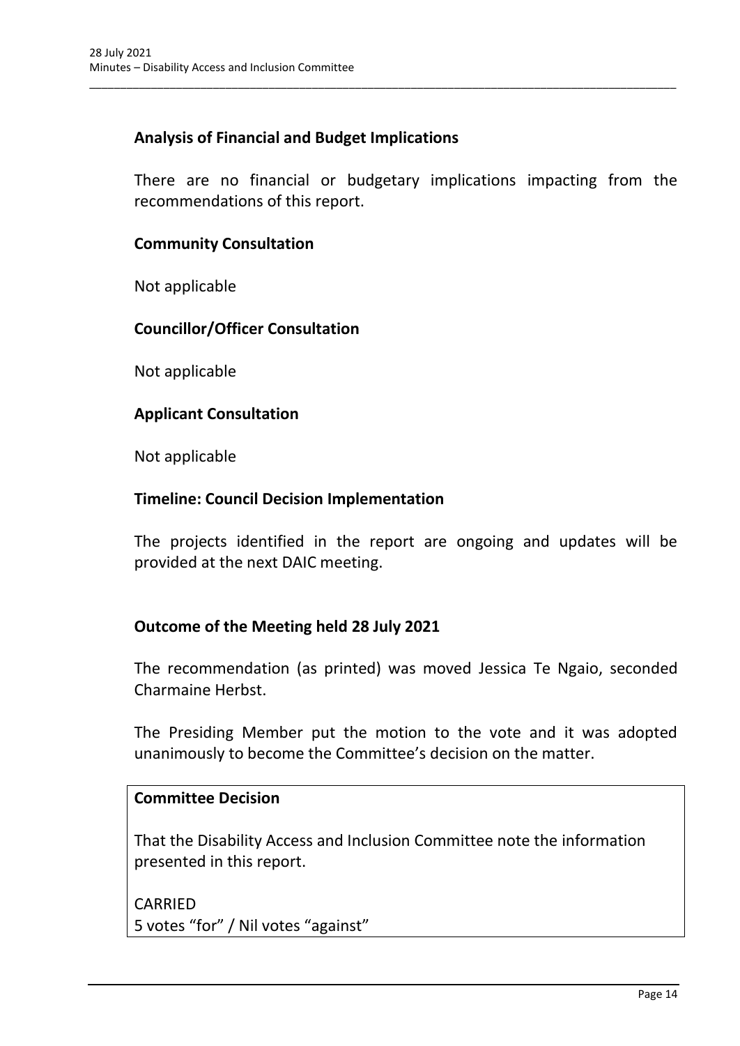### Analysis of Financial and Budget Implications

There are no financial or budgetary implications impacting from the recommendations of this report.

### Community Consultation

Not applicable

### Councillor/Officer Consultation

Not applicable

### Applicant Consultation

Not applicable

### Timeline: Council Decision Implementation

The projects identified in the report are ongoing and updates will be provided at the next DAIC meeting.

### Outcome of the Meeting held 28 July 2021

The recommendation (as printed) was moved Jessica Te Ngaio, seconded Charmaine Herbst.

The Presiding Member put the motion to the vote and it was adopted unanimously to become the Committee's decision on the matter.

| **Committee Decision** |
|---|
| That the Disability Access and Inclusion Committee note the information presented in this report.<br><br>CARRIED<br>5 votes "for" / Nil votes "against" |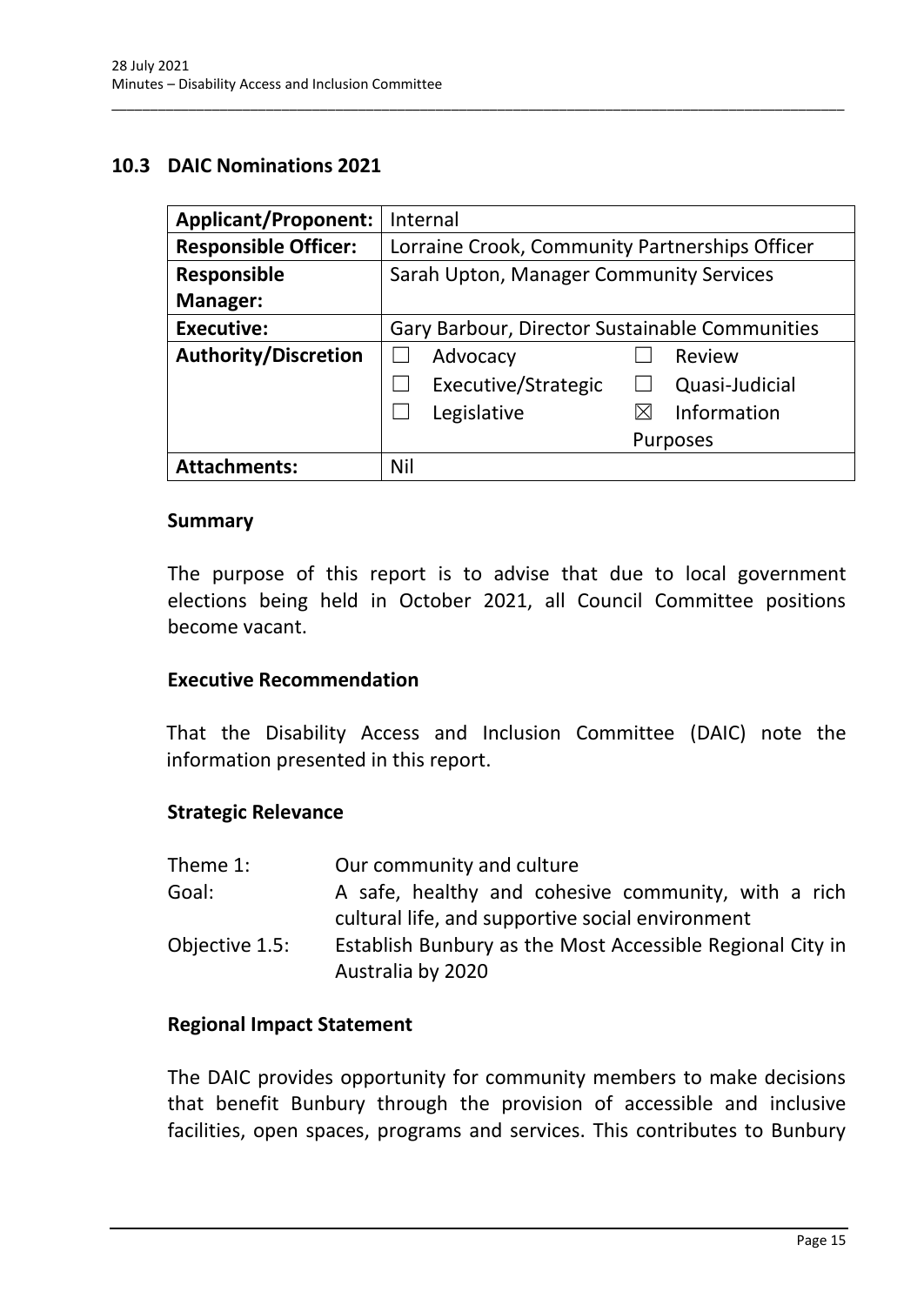## 10.3 DAIC Nominations 2021

| Applicant/Proponent: | Internal |
| --- | --- |
| Responsible Officer: | Lorraine Crook, Community Partnerships Officer |
| Responsible Manager: | Sarah Upton, Manager Community Services |
| Executive: | Gary Barbour, Director Sustainable Communities |
| Authority/Discretion | ☐ Advocacy ☐ Review<br>☐ Executive/Strategic ☐ Quasi-Judicial<br>☐ Legislative ☒ Information Purposes |
| Attachments: | Nil |

### Summary

The purpose of this report is to advise that due to local government elections being held in October 2021, all Council Committee positions become vacant.

### Executive Recommendation

That the Disability Access and Inclusion Committee (DAIC) note the information presented in this report.

### Strategic Relevance

| | |
| --- | --- |
| Theme 1: | Our community and culture |
| Goal: | A safe, healthy and cohesive community, with a rich cultural life, and supportive social environment |
| Objective 1.5: | Establish Bunbury as the Most Accessible Regional City in Australia by 2020 |

### Regional Impact Statement

The DAIC provides opportunity for community members to make decisions that benefit Bunbury through the provision of accessible and inclusive facilities, open spaces, programs and services. This contributes to Bunbury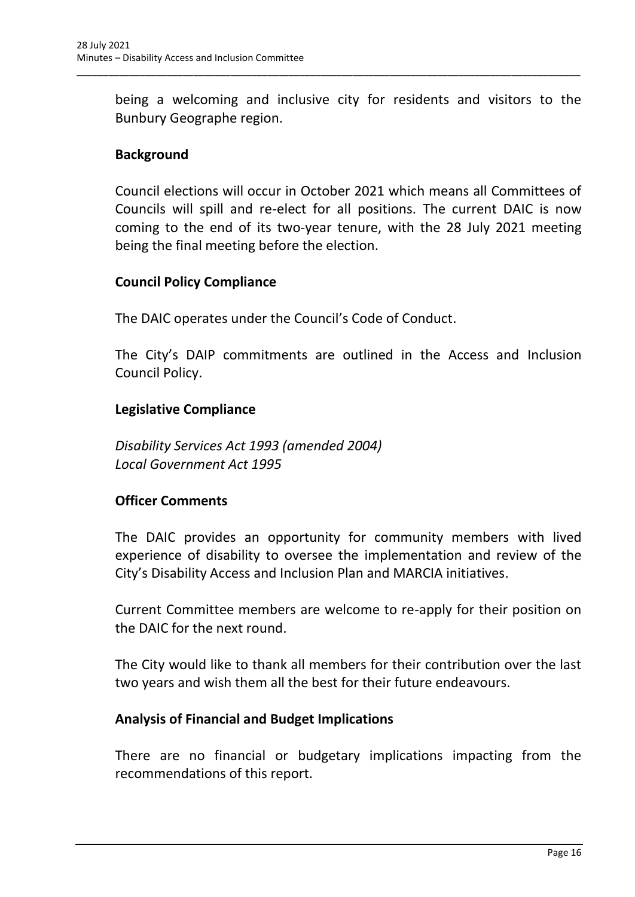being a welcoming and inclusive city for residents and visitors to the Bunbury Geographe region.

### Background

Council elections will occur in October 2021 which means all Committees of Councils will spill and re-elect for all positions. The current DAIC is now coming to the end of its two-year tenure, with the 28 July 2021 meeting being the final meeting before the election.

### Council Policy Compliance

The DAIC operates under the Council's Code of Conduct.

The City's DAIP commitments are outlined in the Access and Inclusion Council Policy.

### Legislative Compliance

*Disability Services Act 1993 (amended 2004)*
*Local Government Act 1995*

### Officer Comments

The DAIC provides an opportunity for community members with lived experience of disability to oversee the implementation and review of the City's Disability Access and Inclusion Plan and MARCIA initiatives.

Current Committee members are welcome to re-apply for their position on the DAIC for the next round.

The City would like to thank all members for their contribution over the last two years and wish them all the best for their future endeavours.

### Analysis of Financial and Budget Implications

There are no financial or budgetary implications impacting from the recommendations of this report.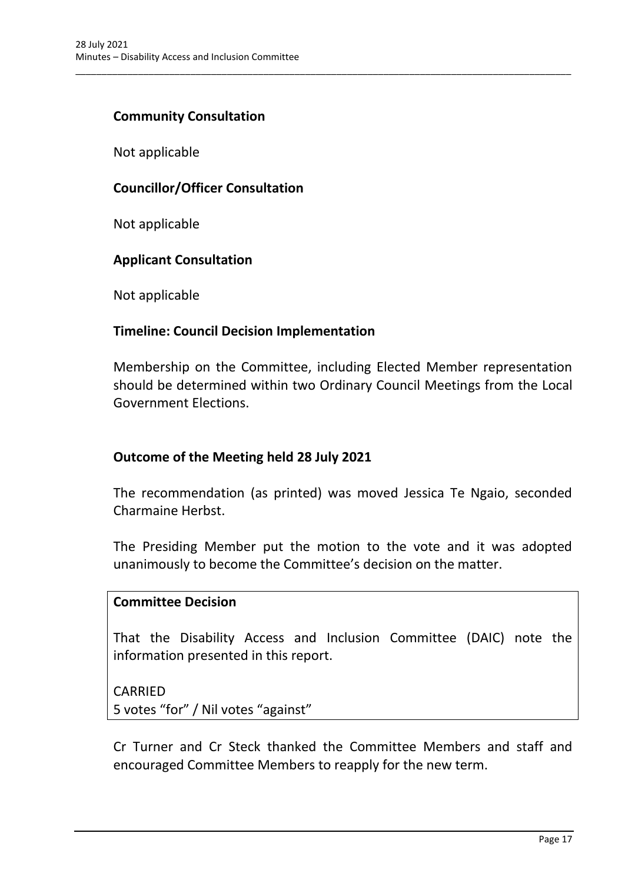### Community Consultation

Not applicable

### Councillor/Officer Consultation

Not applicable

### Applicant Consultation

Not applicable

### Timeline: Council Decision Implementation

Membership on the Committee, including Elected Member representation should be determined within two Ordinary Council Meetings from the Local Government Elections.

### Outcome of the Meeting held 28 July 2021

The recommendation (as printed) was moved Jessica Te Ngaio, seconded Charmaine Herbst.

The Presiding Member put the motion to the vote and it was adopted unanimously to become the Committee's decision on the matter.

**Committee Decision**

That the Disability Access and Inclusion Committee (DAIC) note the information presented in this report.

CARRIED
5 votes "for" / Nil votes "against"

Cr Turner and Cr Steck thanked the Committee Members and staff and encouraged Committee Members to reapply for the new term.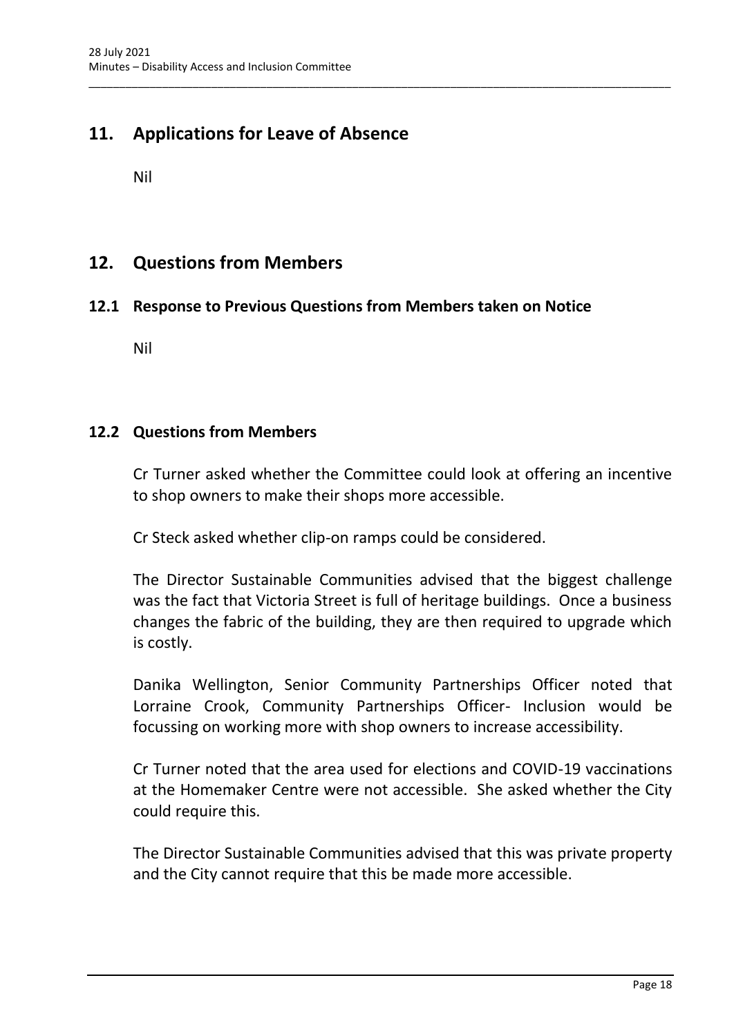## 11. Applications for Leave of Absence

Nil

## 12. Questions from Members

### 12.1 Response to Previous Questions from Members taken on Notice

Nil

### 12.2 Questions from Members

Cr Turner asked whether the Committee could look at offering an incentive to shop owners to make their shops more accessible.

Cr Steck asked whether clip-on ramps could be considered.

The Director Sustainable Communities advised that the biggest challenge was the fact that Victoria Street is full of heritage buildings. Once a business changes the fabric of the building, they are then required to upgrade which is costly.

Danika Wellington, Senior Community Partnerships Officer noted that Lorraine Crook, Community Partnerships Officer- Inclusion would be focussing on working more with shop owners to increase accessibility.

Cr Turner noted that the area used for elections and COVID-19 vaccinations at the Homemaker Centre were not accessible. She asked whether the City could require this.

The Director Sustainable Communities advised that this was private property and the City cannot require that this be made more accessible.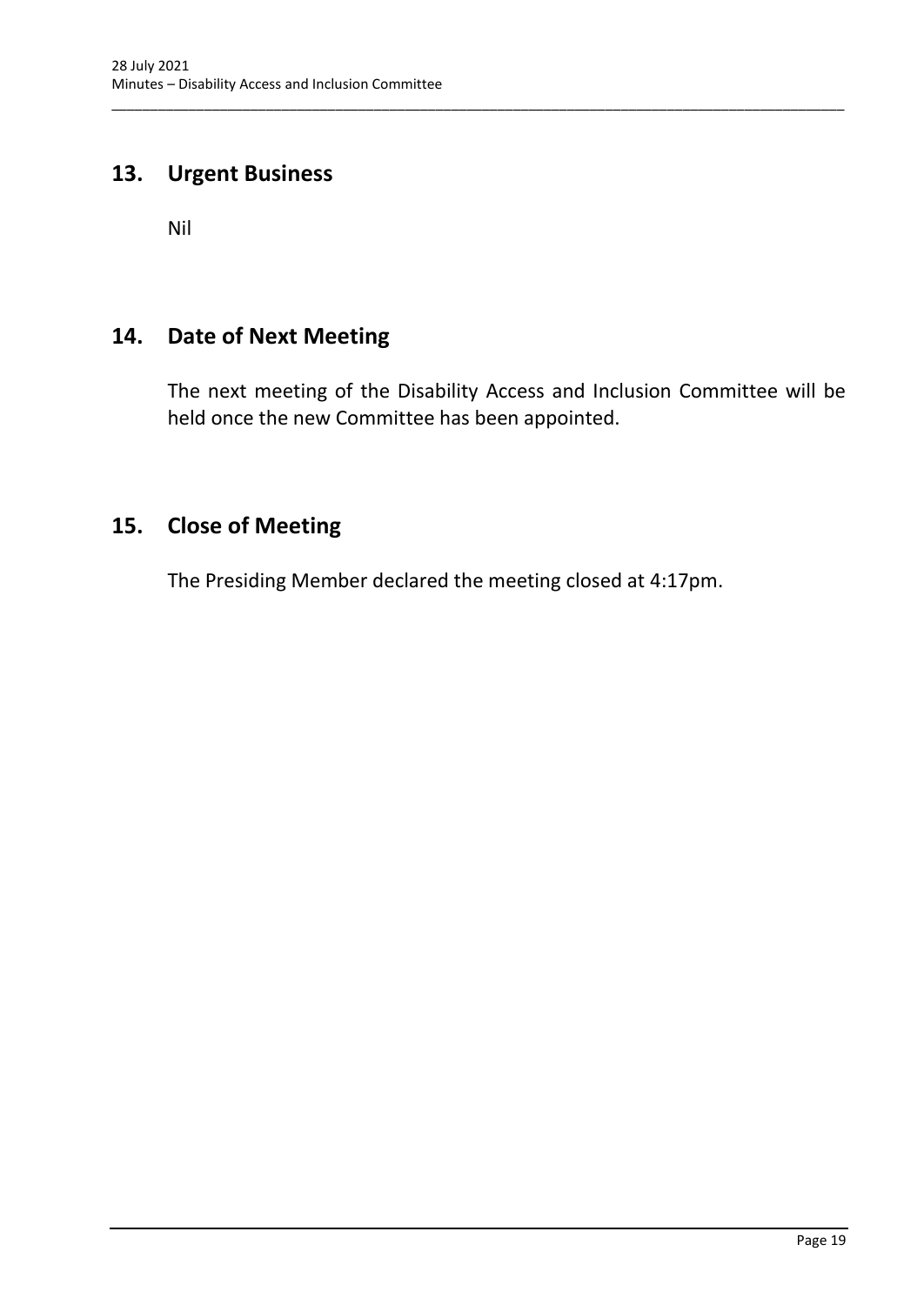## 13. Urgent Business

Nil

## 14. Date of Next Meeting

The next meeting of the Disability Access and Inclusion Committee will be held once the new Committee has been appointed.

## 15. Close of Meeting

The Presiding Member declared the meeting closed at 4:17pm.